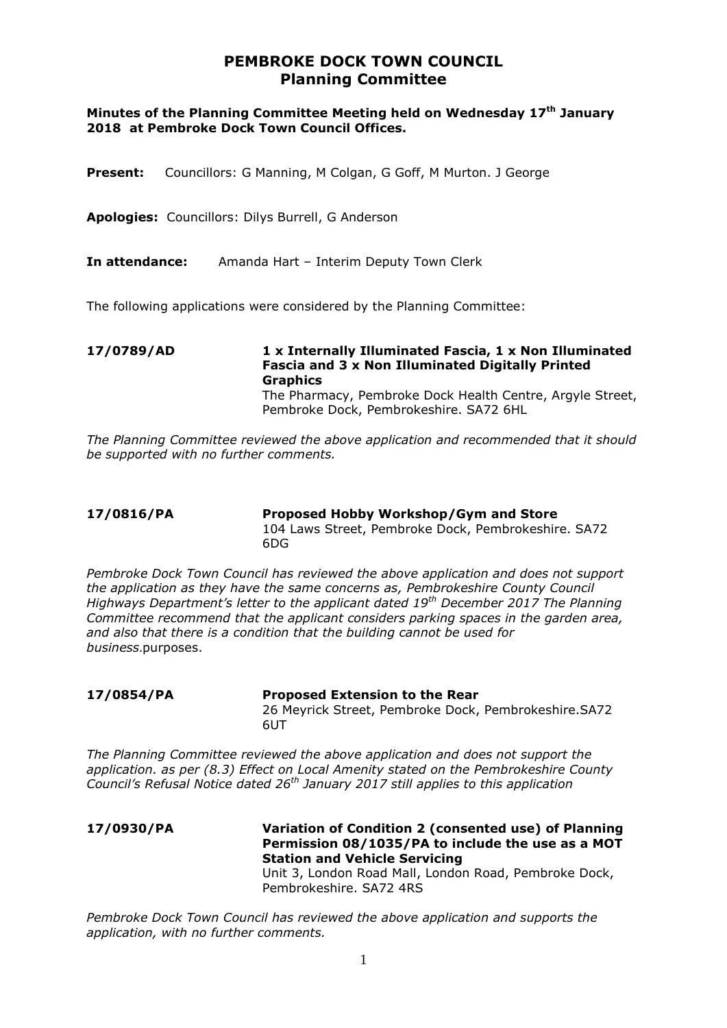# PEMBROKE DOCK TOWN COUNCIL
## Planning Committee

**Minutes of the Planning Committee Meeting held on Wednesday 17th January 2018 at Pembroke Dock Town Council Offices.**

**Present:** Councillors: G Manning, M Colgan, G Goff, M Murton. J George

**Apologies:** Councillors: Dilys Burrell, G Anderson

**In attendance:** Amanda Hart – Interim Deputy Town Clerk

The following applications were considered by the Planning Committee:

**17/0789/AD** **1 x Internally Illuminated Fascia, 1 x Non Illuminated Fascia and 3 x Non Illuminated Digitally Printed Graphics**
The Pharmacy, Pembroke Dock Health Centre, Argyle Street, Pembroke Dock, Pembrokeshire. SA72 6HL

*The Planning Committee reviewed the above application and recommended that it should be supported with no further comments.*

**17/0816/PA** **Proposed Hobby Workshop/Gym and Store**
104 Laws Street, Pembroke Dock, Pembrokeshire. SA72 6DG

*Pembroke Dock Town Council has reviewed the above application and does not support the application as they have the same concerns as, Pembrokeshire County Council Highways Department's letter to the applicant dated 19th December 2017 The Planning Committee recommend that the applicant considers parking spaces in the garden area, and also that there is a condition that the building cannot be used for business.*purposes.

**17/0854/PA** **Proposed Extension to the Rear**
26 Meyrick Street, Pembroke Dock, Pembrokeshire.SA72 6UT

*The Planning Committee reviewed the above application and does not support the application. as per (8.3) Effect on Local Amenity stated on the Pembrokeshire County Council's Refusal Notice dated 26th January 2017 still applies to this application*

**17/0930/PA** **Variation of Condition 2 (consented use) of Planning Permission 08/1035/PA to include the use as a MOT Station and Vehicle Servicing**
Unit 3, London Road Mall, London Road, Pembroke Dock, Pembrokeshire. SA72 4RS

*Pembroke Dock Town Council has reviewed the above application and supports the application, with no further comments.*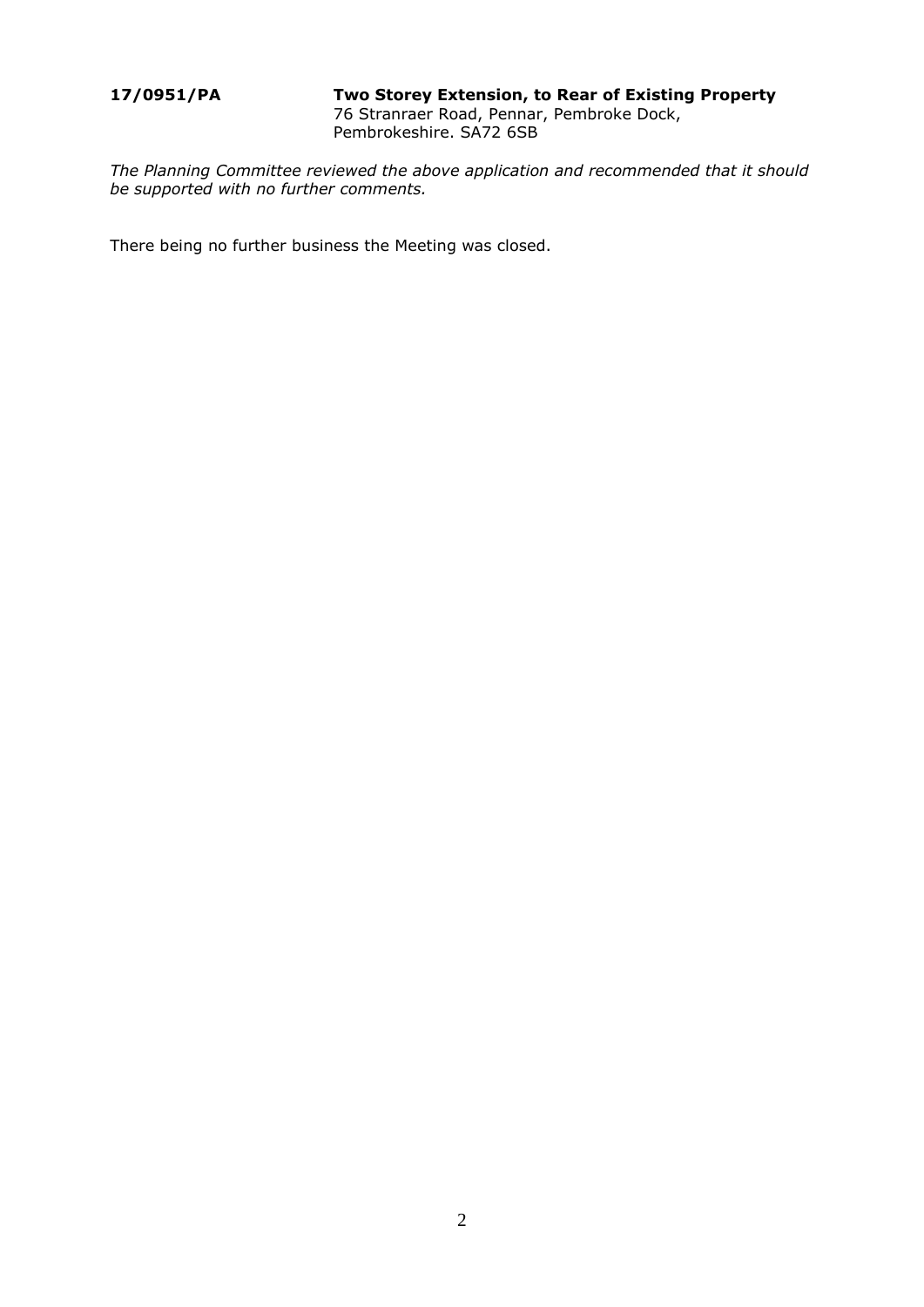**17/0951/PA** **Two Storey Extension, to Rear of Existing Property**
76 Stranraer Road, Pennar, Pembroke Dock,
Pembrokeshire. SA72 6SB

*The Planning Committee reviewed the above application and recommended that it should be supported with no further comments.*

There being no further business the Meeting was closed.